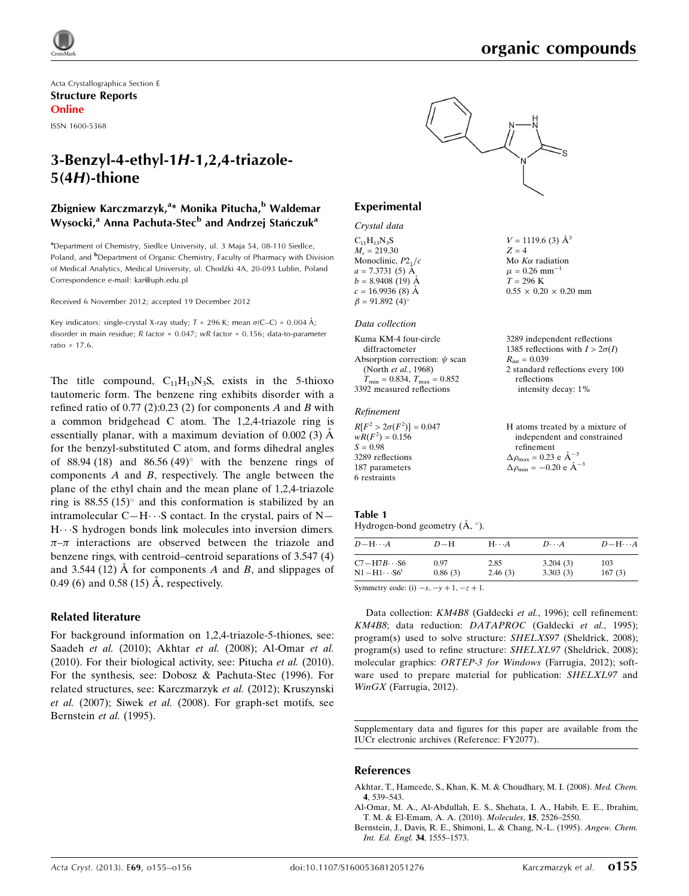Acta Crystallographica Section E

**Structure Reports Online**

ISSN 1600-5368

# 3-Benzyl-4-ethyl-1*H*-1,2,4-triazole-5(4*H*)-thione

**Zbigniew Karczmarzyk,[a]* Monika Pitucha,[b] Waldemar Wysocki,[a] Anna Pachuta-Stec[b] and Andrzej Stańczuk[a]**

[a]Department of Chemistry, Siedlce University, ul. 3 Maja 54, 08-110 Siedlce, Poland, and [b]Department of Organic Chemistry, Faculty of Pharmacy with Division of Medical Analytics, Medical University, ul. Chodźki 4A, 20-093 Lublin, Poland
Correspondence e-mail: kar@uph.edu.pl

Received 6 November 2012; accepted 19 December 2012

Key indicators: single-crystal X-ray study; $T$ = 296 K; mean $\sigma$(C–C) = 0.004 Å; disorder in main residue; $R$ factor = 0.047; $wR$ factor = 0.156; data-to-parameter ratio = 17.6.

The title compound, $C_{11}H_{13}N_3S$, exists in the 5-thioxo tautomeric form. The benzene ring exhibits disorder with a refined ratio of 0.77 (2):0.23 (2) for components *A* and *B* with a common bridgehead C atom. The 1,2,4-triazole ring is essentially planar, with a maximum deviation of 0.002 (3) Å for the benzyl-substituted C atom, and forms dihedral angles of 88.94 (18) and 86.56 (49)° with the benzene rings of components *A* and *B*, respectively. The angle between the plane of the ethyl chain and the mean plane of 1,2,4-triazole ring is 88.55 (15)° and this conformation is stabilized by an intramolecular C—H⋯S contact. In the crystal, pairs of N—H⋯S hydrogen bonds link molecules into inversion dimers. $\pi$–$\pi$ interactions are observed between the triazole and benzene rings, with centroid–centroid separations of 3.547 (4) and 3.544 (12) Å for components *A* and *B*, and slippages of 0.49 (6) and 0.58 (15) Å, respectively.

## Related literature

For background information on 1,2,4-triazole-5-thiones, see: Saadeh *et al.* (2010); Akhtar *et al.* (2008); Al-Omar *et al.* (2010). For their biological activity, see: Pitucha *et al.* (2010). For the synthesis, see: Dobosz & Pachuta-Stec (1996). For related structures, see: Karczmarzyk *et al.* (2012); Kruszynski *et al.* (2007); Siwek *et al.* (2008). For graph-set motifs, see Bernstein *et al.* (1995).

## Experimental

### Crystal data

$C_{11}H_{13}N_3S$
$M_r$ = 219.30
Monoclinic, $P2_1/c$
$a$ = 7.3731 (5) Å
$b$ = 8.9408 (19) Å
$c$ = 16.9936 (8) Å
$\beta$ = 91.892 (4)°
$V$ = 1119.6 (3) Å$^3$
$Z$ = 4
Mo $K\alpha$ radiation
$\mu$ = 0.26 mm$^{-1}$
$T$ = 296 K
0.55 × 0.20 × 0.20 mm

### Data collection

Kuma KM-4 four-circle diffractometer
Absorption correction: $\psi$ scan (North *et al.*, 1968)
$T_{min}$ = 0.834, $T_{max}$ = 0.852
3392 measured reflections
3289 independent reflections
1385 reflections with $I > 2\sigma(I)$
$R_{int}$ = 0.039
2 standard reflections every 100 reflections
intensity decay: 1%

### Refinement

$R[F^2 > 2\sigma(F^2)]$ = 0.047
$wR(F^2)$ = 0.156
$S$ = 0.98
3289 reflections
187 parameters
6 restraints
H atoms treated by a mixture of independent and constrained refinement
$\Delta\rho_{max}$ = 0.23 e Å$^{-3}$
$\Delta\rho_{min}$ = −0.20 e Å$^{-3}$

**Table 1**
Hydrogen-bond geometry (Å, °).

| $D$—H⋯$A$ | $D$—H | H⋯$A$ | $D$⋯$A$ | $D$—H⋯$A$ |
|---|---|---|---|---|
| C7—H7*B*⋯S6 | 0.97 | 2.85 | 3.204 (3) | 103 |
| N1—H1⋯S6$^{i}$ | 0.86 (3) | 2.46 (3) | 3.303 (3) | 167 (3) |

Symmetry code: (i) $-x, -y+1, -z+1$.

Data collection: *KM4B8* (Gałdecki *et al.*, 1996); cell refinement: *KM4B8*; data reduction: *DATAPROC* (Gałdecki *et al.*, 1995); program(s) used to solve structure: *SHELXS97* (Sheldrick, 2008); program(s) used to refine structure: *SHELXL97* (Sheldrick, 2008); molecular graphics: *ORTEP-3 for Windows* (Farrugia, 2012); software used to prepare material for publication: *SHELXL97* and *WinGX* (Farrugia, 2012).

Supplementary data and figures for this paper are available from the IUCr electronic archives (Reference: FY2077).

## References

Akhtar, T., Hameede, S., Khan, K. M. & Choudhary, M. I. (2008). *Med. Chem.* **4**, 539–543.

Al-Omar, M. A., Al-Abdullah, E. S., Shehata, I. A., Habib, E. E., Ibrahim, T. M. & El-Emam, A. A. (2010). *Molecules*, **15**, 2526–2550.

Bernstein, J., Davis, R. E., Shimoni, L. & Chang, N.-L. (1995). *Angew. Chem. Int. Ed. Engl.* **34**, 1555–1573.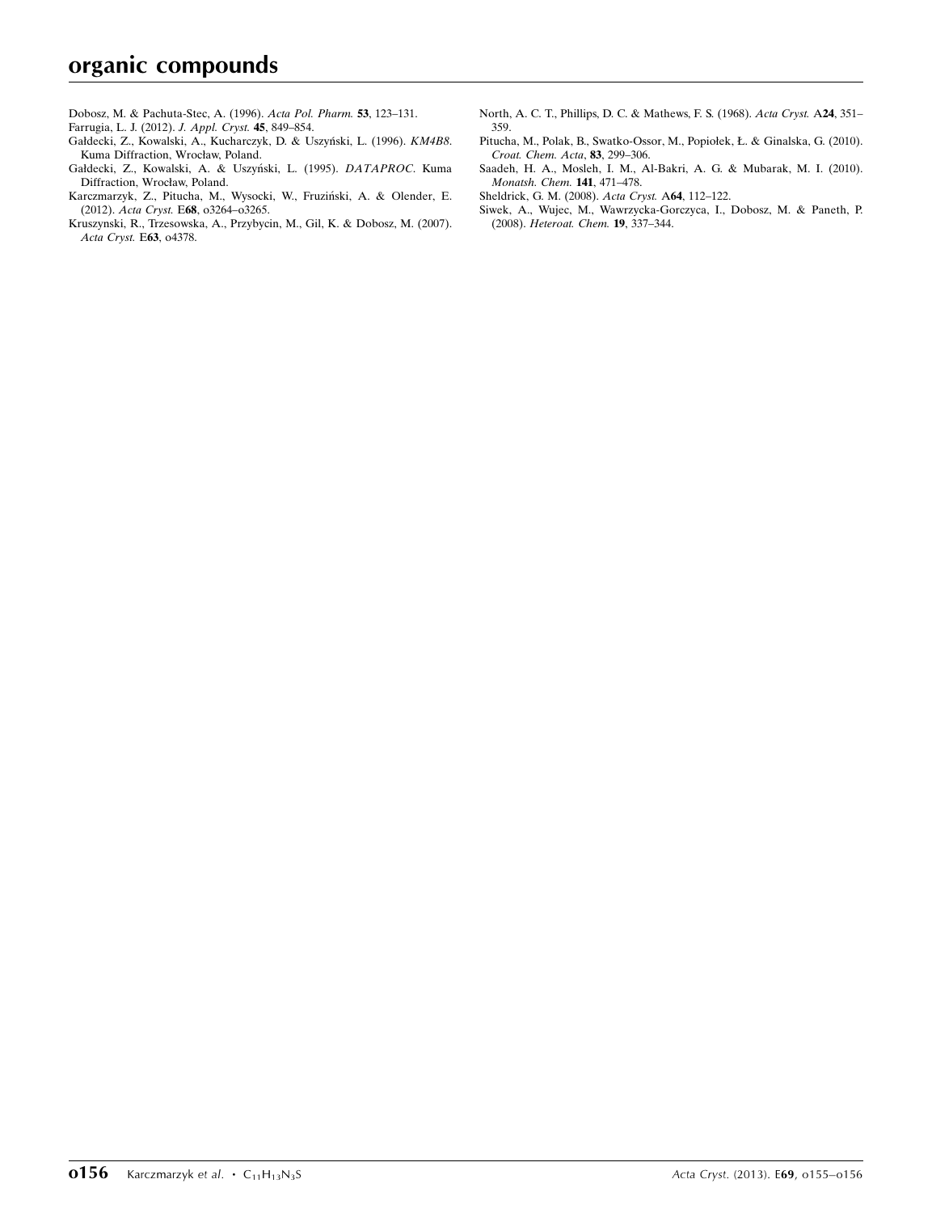Dobosz, M. & Pachuta-Stec, A. (1996). *Acta Pol. Pharm.* **53**, 123–131.

Farrugia, L. J. (2012). *J. Appl. Cryst.* **45**, 849–854.

Gałdecki, Z., Kowalski, A., Kucharczyk, D. & Uszyński, L. (1996). *KM4B8*. Kuma Diffraction, Wrocław, Poland.

Gałdecki, Z., Kowalski, A. & Uszyński, L. (1995). *DATAPROC*. Kuma Diffraction, Wrocław, Poland.

Karczmarzyk, Z., Pitucha, M., Wysocki, W., Fruziński, A. & Olender, E. (2012). *Acta Cryst.* E**68**, o3264–o3265.

Kruszynski, R., Trzesowska, A., Przybycin, M., Gil, K. & Dobosz, M. (2007). *Acta Cryst.* E**63**, o4378.

North, A. C. T., Phillips, D. C. & Mathews, F. S. (1968). *Acta Cryst.* A**24**, 351–359.

Pitucha, M., Polak, B., Swatko-Ossor, M., Popiołek, Ł. & Ginalska, G. (2010). *Croat. Chem. Acta*, **83**, 299–306.

Saadeh, H. A., Mosleh, I. M., Al-Bakri, A. G. & Mubarak, M. I. (2010). *Monatsh. Chem.* **141**, 471–478.

Sheldrick, G. M. (2008). *Acta Cryst.* A**64**, 112–122.

Siwek, A., Wujec, M., Wawrzycka-Gorczyca, I., Dobosz, M. & Paneth, P. (2008). *Heteroat. Chem.* **19**, 337–344.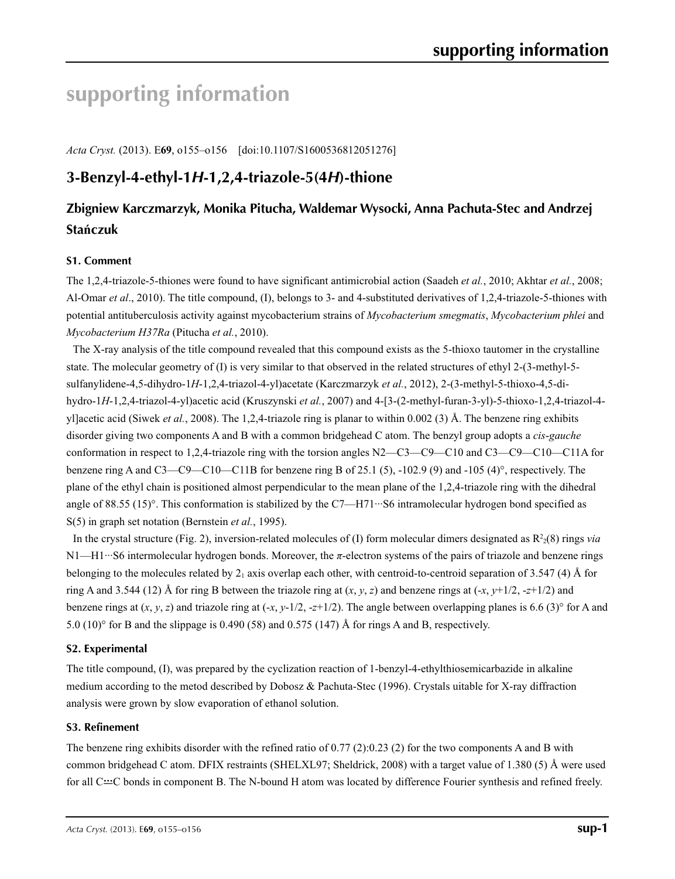# supporting information

*Acta Cryst.* (2013). E**69**, o155–o156 [doi:10.1107/S1600536812051276]

## 3-Benzyl-4-ethyl-1*H*-1,2,4-triazole-5(4*H*)-thione

### Zbigniew Karczmarzyk, Monika Pitucha, Waldemar Wysocki, Anna Pachuta-Stec and Andrzej Stańczuk

#### S1. Comment

The 1,2,4-triazole-5-thiones were found to have significant antimicrobial action (Saadeh *et al.*, 2010; Akhtar *et al.*, 2008; Al-Omar *et al*., 2010). The title compound, (I), belongs to 3- and 4-substituted derivatives of 1,2,4-triazole-5-thiones with potential antituberculosis activity against mycobacterium strains of *Mycobacterium smegmatis*, *Mycobacterium phlei* and *Mycobacterium H37Ra* (Pitucha *et al.*, 2010).

The X-ray analysis of the title compound revealed that this compound exists as the 5-thioxo tautomer in the crystalline state. The molecular geometry of (I) is very similar to that observed in the related structures of ethyl 2-(3-methyl-5-sulfanylidene-4,5-dihydro-1*H*-1,2,4-triazol-4-yl)acetate (Karczmarzyk *et al.*, 2012), 2-(3-methyl-5-thioxo-4,5-dihydro-1*H*-1,2,4-triazol-4-yl)acetic acid (Kruszynski *et al.*, 2007) and 4-[3-(2-methyl-furan-3-yl)-5-thioxo-1,2,4-triazol-4-yl]acetic acid (Siwek *et al.*, 2008). The 1,2,4-triazole ring is planar to within 0.002 (3) Å. The benzene ring exhibits disorder giving two components A and B with a common bridgehead C atom. The benzyl group adopts a *cis*-*gauche* conformation in respect to 1,2,4-triazole ring with the torsion angles N2—C3—C9—C10 and C3—C9—C10—C11A for benzene ring A and C3—C9—C10—C11B for benzene ring B of 25.1 (5), -102.9 (9) and -105 (4)°, respectively. The plane of the ethyl chain is positioned almost perpendicular to the mean plane of the 1,2,4-triazole ring with the dihedral angle of 88.55 (15)°. This conformation is stabilized by the C7—H71···S6 intramolecular hydrogen bond specified as S(5) in graph set notation (Bernstein *et al.*, 1995).

In the crystal structure (Fig. 2), inversion-related molecules of (I) form molecular dimers designated as $R^2_2(8)$ rings *via* N1—H1···S6 intermolecular hydrogen bonds. Moreover, the *π*-electron systems of the pairs of triazole and benzene rings belonging to the molecules related by $2_1$ axis overlap each other, with centroid-to-centroid separation of 3.547 (4) Å for ring A and 3.544 (12) Å for ring B between the triazole ring at (*x*, *y*, *z*) and benzene rings at (-*x*, *y*+1/2, -*z*+1/2) and benzene rings at (*x*, *y*, *z*) and triazole ring at (-*x*, *y*-1/2, -*z*+1/2). The angle between overlapping planes is 6.6 (3)° for A and 5.0 (10)° for B and the slippage is 0.490 (58) and 0.575 (147) Å for rings A and B, respectively.

#### S2. Experimental

The title compound, (I), was prepared by the cyclization reaction of 1-benzyl-4-ethylthiosemicarbazide in alkaline medium according to the metod described by Dobosz & Pachuta-Stec (1996). Crystals uitable for X-ray diffraction analysis were grown by slow evaporation of ethanol solution.

#### S3. Refinement

The benzene ring exhibits disorder with the refined ratio of 0.77 (2):0.23 (2) for the two components A and B with common bridgehead C atom. DFIX restraints (SHELXL97; Sheldrick, 2008) with a target value of 1.380 (5) Å were used for all C⋯C bonds in component B. The N-bound H atom was located by difference Fourier synthesis and refined freely.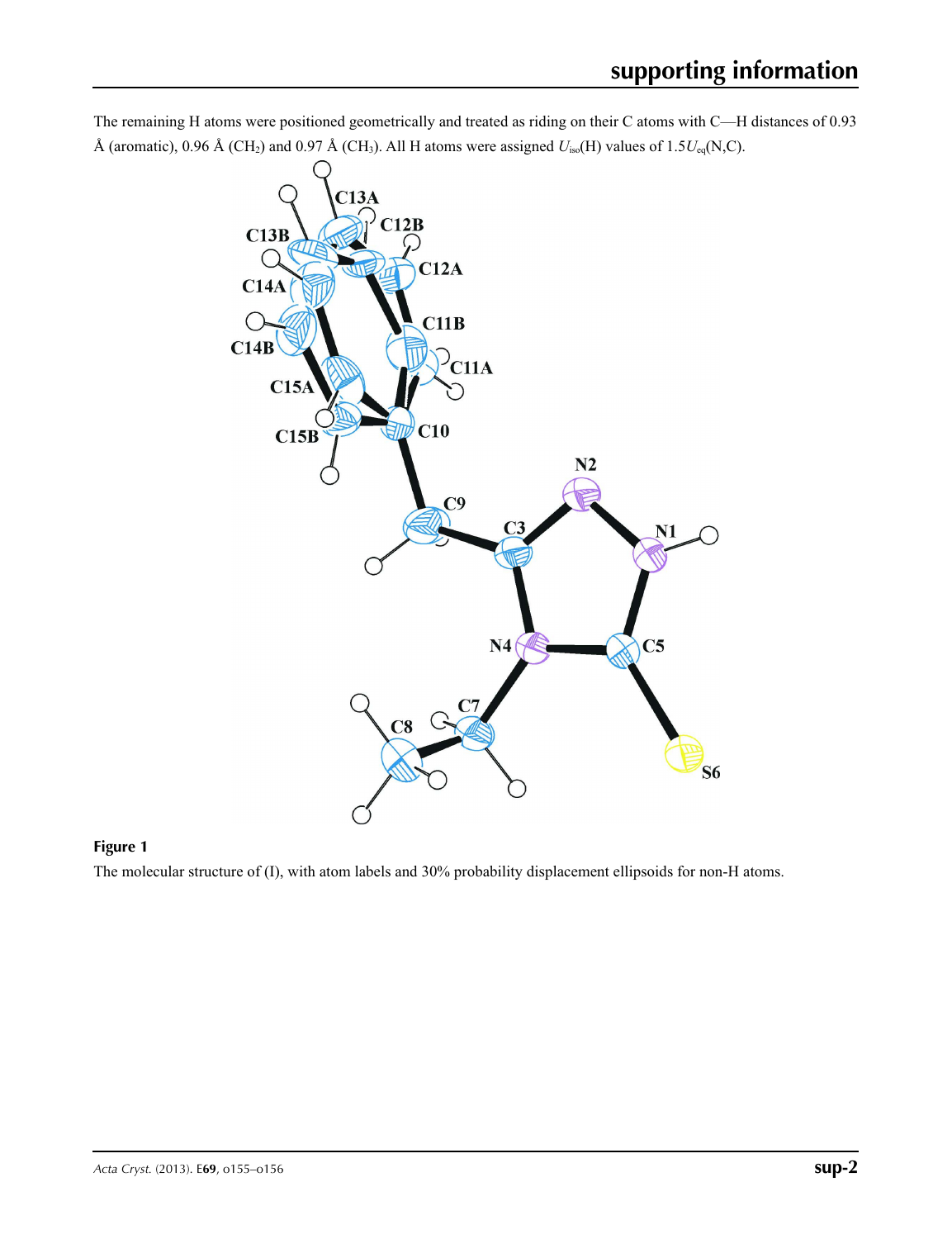The remaining H atoms were positioned geometrically and treated as riding on their C atoms with C—H distances of 0.93 Å (aromatic), 0.96 Å ($CH_2$) and 0.97 Å ($CH_3$). All H atoms were assigned $U_{iso}$(H) values of 1.5$U_{eq}$(N,C).

**Figure 1**

The molecular structure of (I), with atom labels and 30% probability displacement ellipsoids for non-H atoms.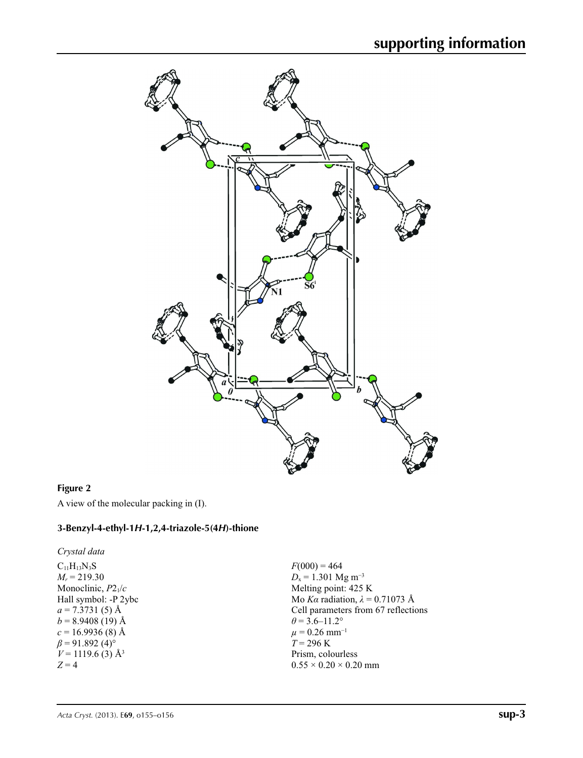**Figure 2**

A view of the molecular packing in (I).

## 3-Benzyl-4-ethyl-1*H*-1,2,4-triazole-5(4*H*)-thione

### *Crystal data*

$C_{11}H_{13}N_3S$
$M_r = 219.30$
Monoclinic, $P2_1/c$
Hall symbol: -P 2ybc
$a = 7.3731$ (5) Å
$b = 8.9408$ (19) Å
$c = 16.9936$ (8) Å
$\beta = 91.892$ (4)°
$V = 1119.6$ (3) Å$^3$
$Z = 4$

$F(000) = 464$
$D_x = 1.301$ Mg m$^{-3}$
Melting point: 425 K
Mo $K\alpha$ radiation, $\lambda = 0.71073$ Å
Cell parameters from 67 reflections
$\theta = 3.6$–$11.2°$
$\mu = 0.26$ mm$^{-1}$
$T = 296$ K
Prism, colourless
$0.55 \times 0.20 \times 0.20$ mm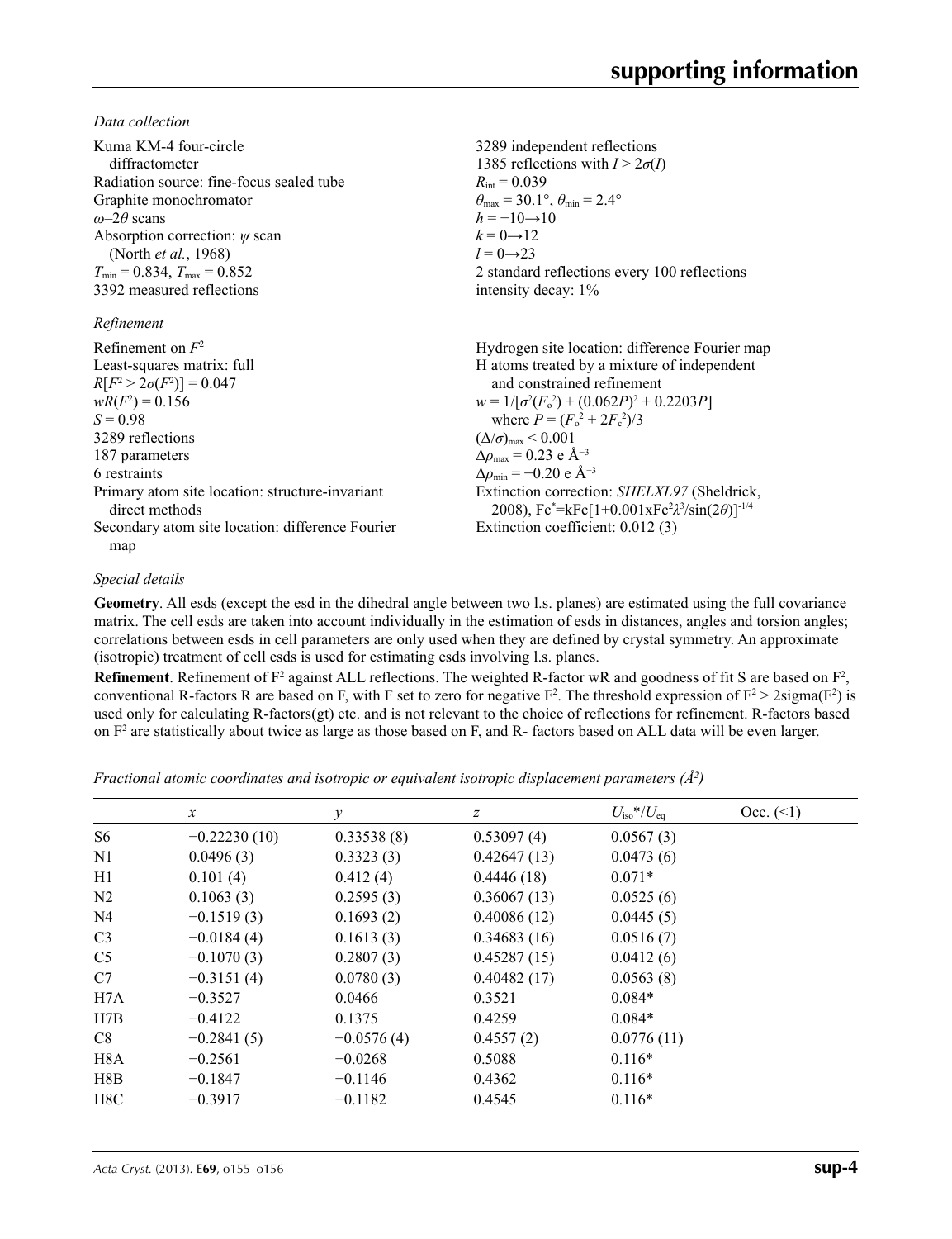### Data collection

Kuma KM-4 four-circle diffractometer
Radiation source: fine-focus sealed tube
Graphite monochromator
$\omega$–$2\theta$ scans
Absorption correction: $\psi$ scan (North *et al.*, 1968)
$T_{min} = 0.834$, $T_{max} = 0.852$
3392 measured reflections
3289 independent reflections
1385 reflections with $I > 2\sigma(I)$
$R_{int} = 0.039$
$\theta_{max} = 30.1°$, $\theta_{min} = 2.4°$
$h = -10 \rightarrow 10$
$k = 0 \rightarrow 12$
$l = 0 \rightarrow 23$
2 standard reflections every 100 reflections
intensity decay: 1%

### Refinement

Refinement on $F^2$
Least-squares matrix: full
$R[F^2 > 2\sigma(F^2)] = 0.047$
$wR(F^2) = 0.156$
$S = 0.98$
3289 reflections
187 parameters
6 restraints
Primary atom site location: structure-invariant direct methods
Secondary atom site location: difference Fourier map
Hydrogen site location: difference Fourier map
H atoms treated by a mixture of independent and constrained refinement
$w = 1/[\sigma^2(F_o^2) + (0.062P)^2 + 0.2203P]$ where $P = (F_o^2 + 2F_c^2)/3$
$(\Delta/\sigma)_{max} < 0.001$
$\Delta\rho_{max} = 0.23$ e Å$^{-3}$
$\Delta\rho_{min} = -0.20$ e Å$^{-3}$
Extinction correction: *SHELXL97* (Sheldrick, 2008), $Fc^* = kFc[1+0.001xFc^2\lambda^3/\sin(2\theta)]^{-1/4}$
Extinction coefficient: 0.012 (3)

### Special details

**Geometry**. All esds (except the esd in the dihedral angle between two l.s. planes) are estimated using the full covariance matrix. The cell esds are taken into account individually in the estimation of esds in distances, angles and torsion angles; correlations between esds in cell parameters are only used when they are defined by crystal symmetry. An approximate (isotropic) treatment of cell esds is used for estimating esds involving l.s. planes.

**Refinement**. Refinement of $F^2$ against ALL reflections. The weighted R-factor wR and goodness of fit S are based on $F^2$, conventional R-factors R are based on F, with F set to zero for negative $F^2$. The threshold expression of $F^2 > 2\text{sigma}(F^2)$ is used only for calculating R-factors(gt) etc. and is not relevant to the choice of reflections for refinement. R-factors based on $F^2$ are statistically about twice as large as those based on F, and R- factors based on ALL data will be even larger.

*Fractional atomic coordinates and isotropic or equivalent isotropic displacement parameters (Å$^2$)*

| | *x* | *y* | *z* | $U_{iso}$*/$U_{eq}$ | Occ. (<1) |
|---|---|---|---|---|---|
| S6 | −0.22230 (10) | 0.33538 (8) | 0.53097 (4) | 0.0567 (3) | |
| N1 | 0.0496 (3) | 0.3323 (3) | 0.42647 (13) | 0.0473 (6) | |
| H1 | 0.101 (4) | 0.412 (4) | 0.4446 (18) | 0.071* | |
| N2 | 0.1063 (3) | 0.2595 (3) | 0.36067 (13) | 0.0525 (6) | |
| N4 | −0.1519 (3) | 0.1693 (2) | 0.40086 (12) | 0.0445 (5) | |
| C3 | −0.0184 (4) | 0.1613 (3) | 0.34683 (16) | 0.0516 (7) | |
| C5 | −0.1070 (3) | 0.2807 (3) | 0.45287 (15) | 0.0412 (6) | |
| C7 | −0.3151 (4) | 0.0780 (3) | 0.40482 (17) | 0.0563 (8) | |
| H7A | −0.3527 | 0.0466 | 0.3521 | 0.084* | |
| H7B | −0.4122 | 0.1375 | 0.4259 | 0.084* | |
| C8 | −0.2841 (5) | −0.0576 (4) | 0.4557 (2) | 0.0776 (11) | |
| H8A | −0.2561 | −0.0268 | 0.5088 | 0.116* | |
| H8B | −0.1847 | −0.1146 | 0.4362 | 0.116* | |
| H8C | −0.3917 | −0.1182 | 0.4545 | 0.116* | |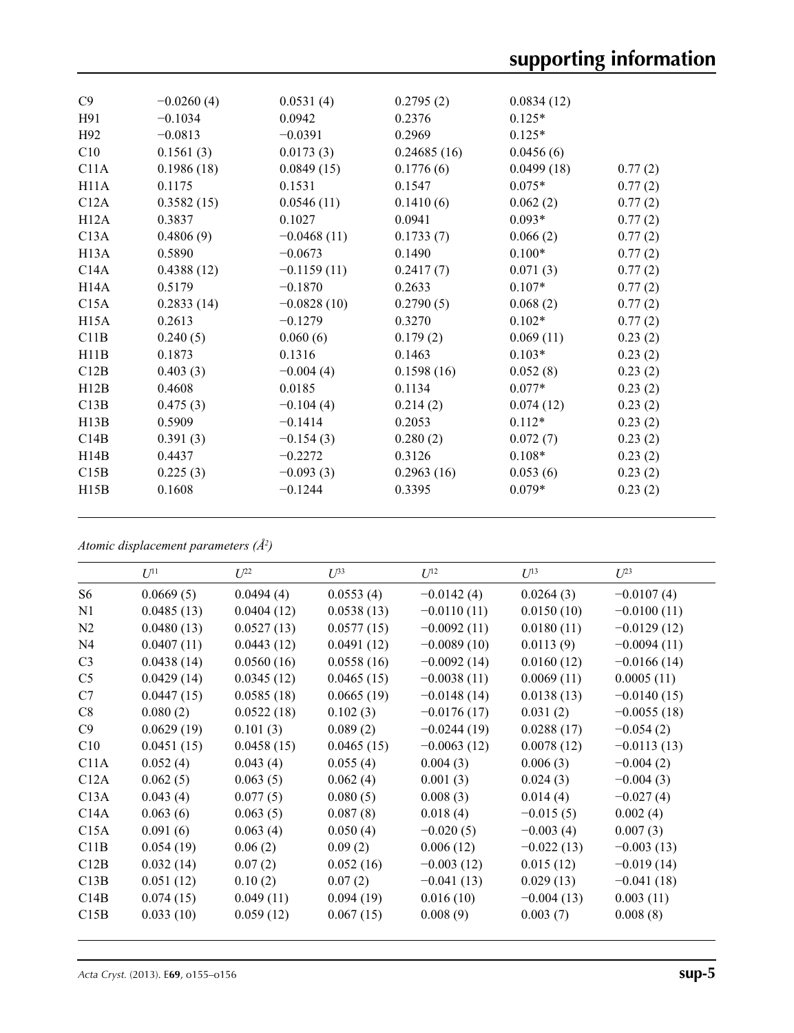| | | | | | |
|---|---|---|---|---|---|
| C9 | −0.0260 (4) | 0.0531 (4) | 0.2795 (2) | 0.0834 (12) | |
| H91 | −0.1034 | 0.0942 | 0.2376 | 0.125* | |
| H92 | −0.0813 | −0.0391 | 0.2969 | 0.125* | |
| C10 | 0.1561 (3) | 0.0173 (3) | 0.24685 (16) | 0.0456 (6) | |
| C11A | 0.1986 (18) | 0.0849 (15) | 0.1776 (6) | 0.0499 (18) | 0.77 (2) |
| H11A | 0.1175 | 0.1531 | 0.1547 | 0.075* | 0.77 (2) |
| C12A | 0.3582 (15) | 0.0546 (11) | 0.1410 (6) | 0.062 (2) | 0.77 (2) |
| H12A | 0.3837 | 0.1027 | 0.0941 | 0.093* | 0.77 (2) |
| C13A | 0.4806 (9) | −0.0468 (11) | 0.1733 (7) | 0.066 (2) | 0.77 (2) |
| H13A | 0.5890 | −0.0673 | 0.1490 | 0.100* | 0.77 (2) |
| C14A | 0.4388 (12) | −0.1159 (11) | 0.2417 (7) | 0.071 (3) | 0.77 (2) |
| H14A | 0.5179 | −0.1870 | 0.2633 | 0.107* | 0.77 (2) |
| C15A | 0.2833 (14) | −0.0828 (10) | 0.2790 (5) | 0.068 (2) | 0.77 (2) |
| H15A | 0.2613 | −0.1279 | 0.3270 | 0.102* | 0.77 (2) |
| C11B | 0.240 (5) | 0.060 (6) | 0.179 (2) | 0.069 (11) | 0.23 (2) |
| H11B | 0.1873 | 0.1316 | 0.1463 | 0.103* | 0.23 (2) |
| C12B | 0.403 (3) | −0.004 (4) | 0.1598 (16) | 0.052 (8) | 0.23 (2) |
| H12B | 0.4608 | 0.0185 | 0.1134 | 0.077* | 0.23 (2) |
| C13B | 0.475 (3) | −0.104 (4) | 0.214 (2) | 0.074 (12) | 0.23 (2) |
| H13B | 0.5909 | −0.1414 | 0.2053 | 0.112* | 0.23 (2) |
| C14B | 0.391 (3) | −0.154 (3) | 0.280 (2) | 0.072 (7) | 0.23 (2) |
| H14B | 0.4437 | −0.2272 | 0.3126 | 0.108* | 0.23 (2) |
| C15B | 0.225 (3) | −0.093 (3) | 0.2963 (16) | 0.053 (6) | 0.23 (2) |
| H15B | 0.1608 | −0.1244 | 0.3395 | 0.079* | 0.23 (2) |

*Atomic displacement parameters (Å²)*

| | $U^{11}$ | $U^{22}$ | $U^{33}$ | $U^{12}$ | $U^{13}$ | $U^{23}$ |
|---|---|---|---|---|---|---|
| S6 | 0.0669 (5) | 0.0494 (4) | 0.0553 (4) | −0.0142 (4) | 0.0264 (3) | −0.0107 (4) |
| N1 | 0.0485 (13) | 0.0404 (12) | 0.0538 (13) | −0.0110 (11) | 0.0150 (10) | −0.0100 (11) |
| N2 | 0.0480 (13) | 0.0527 (13) | 0.0577 (15) | −0.0092 (11) | 0.0180 (11) | −0.0129 (12) |
| N4 | 0.0407 (11) | 0.0443 (12) | 0.0491 (12) | −0.0089 (10) | 0.0113 (9) | −0.0094 (11) |
| C3 | 0.0438 (14) | 0.0560 (16) | 0.0558 (16) | −0.0092 (14) | 0.0160 (12) | −0.0166 (14) |
| C5 | 0.0429 (14) | 0.0345 (12) | 0.0465 (15) | −0.0038 (11) | 0.0069 (11) | 0.0005 (11) |
| C7 | 0.0447 (15) | 0.0585 (18) | 0.0665 (19) | −0.0148 (14) | 0.0138 (13) | −0.0140 (15) |
| C8 | 0.080 (2) | 0.0522 (18) | 0.102 (3) | −0.0176 (17) | 0.031 (2) | −0.0055 (18) |
| C9 | 0.0629 (19) | 0.101 (3) | 0.089 (2) | −0.0244 (19) | 0.0288 (17) | −0.054 (2) |
| C10 | 0.0451 (15) | 0.0458 (15) | 0.0465 (15) | −0.0063 (12) | 0.0078 (12) | −0.0113 (13) |
| C11A | 0.052 (4) | 0.043 (4) | 0.055 (4) | 0.004 (3) | 0.006 (3) | −0.004 (2) |
| C12A | 0.062 (5) | 0.063 (5) | 0.062 (4) | 0.001 (3) | 0.024 (3) | −0.004 (3) |
| C13A | 0.043 (4) | 0.077 (5) | 0.080 (5) | 0.008 (3) | 0.014 (4) | −0.027 (4) |
| C14A | 0.063 (6) | 0.063 (5) | 0.087 (8) | 0.018 (4) | −0.015 (5) | 0.002 (4) |
| C15A | 0.091 (6) | 0.063 (4) | 0.050 (4) | −0.020 (5) | −0.003 (4) | 0.007 (3) |
| C11B | 0.054 (19) | 0.06 (2) | 0.09 (2) | 0.006 (12) | −0.022 (13) | −0.003 (13) |
| C12B | 0.032 (14) | 0.07 (2) | 0.052 (16) | −0.003 (12) | 0.015 (12) | −0.019 (14) |
| C13B | 0.051 (12) | 0.10 (2) | 0.07 (2) | −0.041 (13) | 0.029 (13) | −0.041 (18) |
| C14B | 0.074 (15) | 0.049 (11) | 0.094 (19) | 0.016 (10) | −0.004 (13) | 0.003 (11) |
| C15B | 0.033 (10) | 0.059 (12) | 0.067 (15) | 0.008 (9) | 0.003 (7) | 0.008 (8) |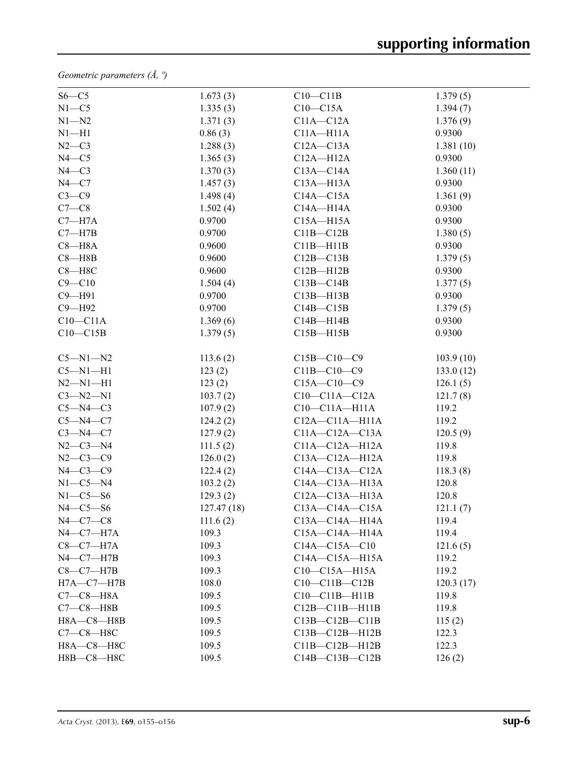*Geometric parameters (Å, º)*

| | | | |
|---|---|---|---|
| S6—C5 | 1.673 (3) | C10—C11B | 1.379 (5) |
| N1—C5 | 1.335 (3) | C10—C15A | 1.394 (7) |
| N1—N2 | 1.371 (3) | C11A—C12A | 1.376 (9) |
| N1—H1 | 0.86 (3) | C11A—H11A | 0.9300 |
| N2—C3 | 1.288 (3) | C12A—C13A | 1.381 (10) |
| N4—C5 | 1.365 (3) | C12A—H12A | 0.9300 |
| N4—C3 | 1.370 (3) | C13A—C14A | 1.360 (11) |
| N4—C7 | 1.457 (3) | C13A—H13A | 0.9300 |
| C3—C9 | 1.498 (4) | C14A—C15A | 1.361 (9) |
| C7—C8 | 1.502 (4) | C14A—H14A | 0.9300 |
| C7—H7A | 0.9700 | C15A—H15A | 0.9300 |
| C7—H7B | 0.9700 | C11B—C12B | 1.380 (5) |
| C8—H8A | 0.9600 | C11B—H11B | 0.9300 |
| C8—H8B | 0.9600 | C12B—C13B | 1.379 (5) |
| C8—H8C | 0.9600 | C12B—H12B | 0.9300 |
| C9—C10 | 1.504 (4) | C13B—C14B | 1.377 (5) |
| C9—H91 | 0.9700 | C13B—H13B | 0.9300 |
| C9—H92 | 0.9700 | C14B—C15B | 1.379 (5) |
| C10—C11A | 1.369 (6) | C14B—H14B | 0.9300 |
| C10—C15B | 1.379 (5) | C15B—H15B | 0.9300 |
| | | | |
| C5—N1—N2 | 113.6 (2) | C15B—C10—C9 | 103.9 (10) |
| C5—N1—H1 | 123 (2) | C11B—C10—C9 | 133.0 (12) |
| N2—N1—H1 | 123 (2) | C15A—C10—C9 | 126.1 (5) |
| C3—N2—N1 | 103.7 (2) | C10—C11A—C12A | 121.7 (8) |
| C5—N4—C3 | 107.9 (2) | C10—C11A—H11A | 119.2 |
| C5—N4—C7 | 124.2 (2) | C12A—C11A—H11A | 119.2 |
| C3—N4—C7 | 127.9 (2) | C11A—C12A—C13A | 120.5 (9) |
| N2—C3—N4 | 111.5 (2) | C11A—C12A—H12A | 119.8 |
| N2—C3—C9 | 126.0 (2) | C13A—C12A—H12A | 119.8 |
| N4—C3—C9 | 122.4 (2) | C14A—C13A—C12A | 118.3 (8) |
| N1—C5—N4 | 103.2 (2) | C14A—C13A—H13A | 120.8 |
| N1—C5—S6 | 129.3 (2) | C12A—C13A—H13A | 120.8 |
| N4—C5—S6 | 127.47 (18) | C13A—C14A—C15A | 121.1 (7) |
| N4—C7—C8 | 111.6 (2) | C13A—C14A—H14A | 119.4 |
| N4—C7—H7A | 109.3 | C15A—C14A—H14A | 119.4 |
| C8—C7—H7A | 109.3 | C14A—C15A—C10 | 121.6 (5) |
| N4—C7—H7B | 109.3 | C14A—C15A—H15A | 119.2 |
| C8—C7—H7B | 109.3 | C10—C15A—H15A | 119.2 |
| H7A—C7—H7B | 108.0 | C10—C11B—C12B | 120.3 (17) |
| C7—C8—H8A | 109.5 | C10—C11B—H11B | 119.8 |
| C7—C8—H8B | 109.5 | C12B—C11B—H11B | 119.8 |
| H8A—C8—H8B | 109.5 | C13B—C12B—C11B | 115 (2) |
| C7—C8—H8C | 109.5 | C13B—C12B—H12B | 122.3 |
| H8A—C8—H8C | 109.5 | C11B—C12B—H12B | 122.3 |
| H8B—C8—H8C | 109.5 | C14B—C13B—C12B | 126 (2) |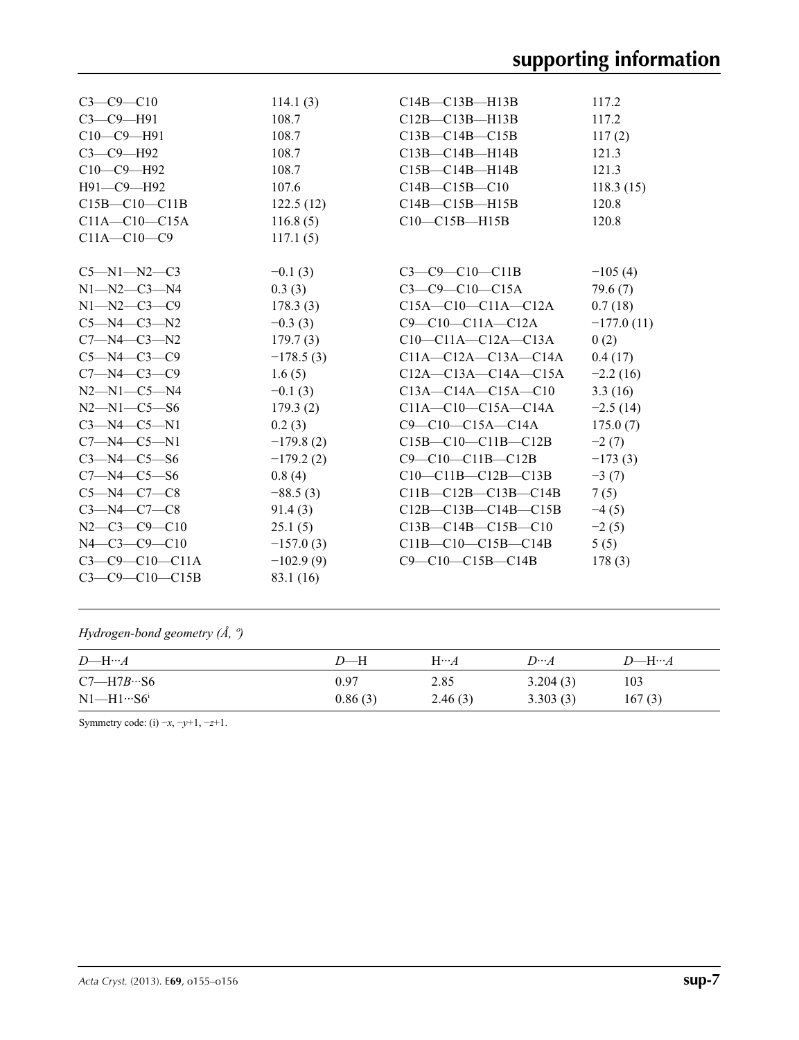| | | | |
|---|---|---|---|
| C3—C9—C10 | 114.1 (3) | C14B—C13B—H13B | 117.2 |
| C3—C9—H91 | 108.7 | C12B—C13B—H13B | 117.2 |
| C10—C9—H91 | 108.7 | C13B—C14B—C15B | 117 (2) |
| C3—C9—H92 | 108.7 | C13B—C14B—H14B | 121.3 |
| C10—C9—H92 | 108.7 | C15B—C14B—H14B | 121.3 |
| H91—C9—H92 | 107.6 | C14B—C15B—C10 | 118.3 (15) |
| C15B—C10—C11B | 122.5 (12) | C14B—C15B—H15B | 120.8 |
| C11A—C10—C15A | 116.8 (5) | C10—C15B—H15B | 120.8 |
| C11A—C10—C9 | 117.1 (5) | | |

| | | | |
|---|---|---|---|
| C5—N1—N2—C3 | −0.1 (3) | C3—C9—C10—C11B | −105 (4) |
| N1—N2—C3—N4 | 0.3 (3) | C3—C9—C10—C15A | 79.6 (7) |
| N1—N2—C3—C9 | 178.3 (3) | C15A—C10—C11A—C12A | 0.7 (18) |
| C5—N4—C3—N2 | −0.3 (3) | C9—C10—C11A—C12A | −177.0 (11) |
| C7—N4—C3—N2 | 179.7 (3) | C10—C11A—C12A—C13A | 0 (2) |
| C5—N4—C3—C9 | −178.5 (3) | C11A—C12A—C13A—C14A | 0.4 (17) |
| C7—N4—C3—C9 | 1.6 (5) | C12A—C13A—C14A—C15A | −2.2 (16) |
| N2—N1—C5—N4 | −0.1 (3) | C13A—C14A—C15A—C10 | 3.3 (16) |
| N2—N1—C5—S6 | 179.3 (2) | C11A—C10—C15A—C14A | −2.5 (14) |
| C3—N4—C5—N1 | 0.2 (3) | C9—C10—C15A—C14A | 175.0 (7) |
| C7—N4—C5—N1 | −179.8 (2) | C15B—C10—C11B—C12B | −2 (7) |
| C3—N4—C5—S6 | −179.2 (2) | C9—C10—C11B—C12B | −173 (3) |
| C7—N4—C5—S6 | 0.8 (4) | C10—C11B—C12B—C13B | −3 (7) |
| C5—N4—C7—C8 | −88.5 (3) | C11B—C12B—C13B—C14B | 7 (5) |
| C3—N4—C7—C8 | 91.4 (3) | C12B—C13B—C14B—C15B | −4 (5) |
| N2—C3—C9—C10 | 25.1 (5) | C13B—C14B—C15B—C10 | −2 (5) |
| N4—C3—C9—C10 | −157.0 (3) | C11B—C10—C15B—C14B | 5 (5) |
| C3—C9—C10—C11A | −102.9 (9) | C9—C10—C15B—C14B | 178 (3) |
| C3—C9—C10—C15B | 83.1 (16) | | |

*Hydrogen-bond geometry (Å, º)*

| *D*—H···*A* | *D*—H | H···*A* | *D*···*A* | *D*—H···*A* |
|---|---|---|---|---|
| C7—H7*B*···S6 | 0.97 | 2.85 | 3.204 (3) | 103 |
| N1—H1···S6$^{i}$ | 0.86 (3) | 2.46 (3) | 3.303 (3) | 167 (3) |

Symmetry code: (i) −*x*, −*y*+1, −*z*+1.